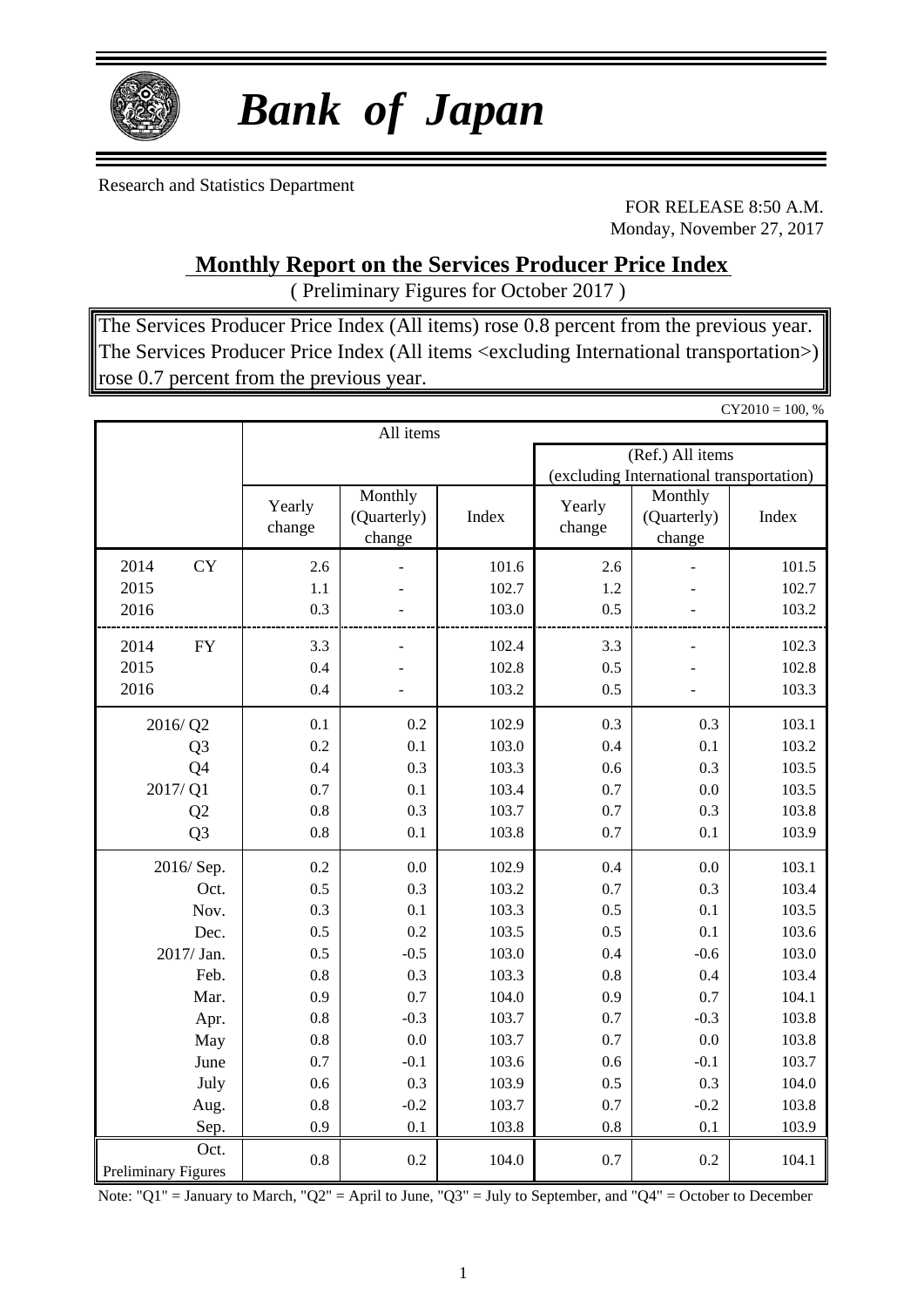# *Bank of Japan*

Research and Statistics Department

FOR RELEASE 8:50 A.M.
Monday, November 27, 2017

## Monthly Report on the Services Producer Price Index

( Preliminary Figures for October 2017 )

The Services Producer Price Index (All items) rose 0.8 percent from the previous year.
The Services Producer Price Index (All items <excluding International transportation>) rose 0.7 percent from the previous year.

CY2010 = 100, %

| | All items | | | (Ref.) All items (excluding International transportation) | | |
|---|---|---|---|---|---|---|
| | Yearly change | Monthly (Quarterly) change | Index | Yearly change | Monthly (Quarterly) change | Index |
| 2014 CY | 2.6 | - | 101.6 | 2.6 | - | 101.5 |
| 2015 | 1.1 | - | 102.7 | 1.2 | - | 102.7 |
| 2016 | 0.3 | - | 103.0 | 0.5 | - | 103.2 |
| 2014 FY | 3.3 | - | 102.4 | 3.3 | - | 102.3 |
| 2015 | 0.4 | - | 102.8 | 0.5 | - | 102.8 |
| 2016 | 0.4 | - | 103.2 | 0.5 | - | 103.3 |
| 2016/ Q2 | 0.1 | 0.2 | 102.9 | 0.3 | 0.3 | 103.1 |
| Q3 | 0.2 | 0.1 | 103.0 | 0.4 | 0.1 | 103.2 |
| Q4 | 0.4 | 0.3 | 103.3 | 0.6 | 0.3 | 103.5 |
| 2017/ Q1 | 0.7 | 0.1 | 103.4 | 0.7 | 0.0 | 103.5 |
| Q2 | 0.8 | 0.3 | 103.7 | 0.7 | 0.3 | 103.8 |
| Q3 | 0.8 | 0.1 | 103.8 | 0.7 | 0.1 | 103.9 |
| 2016/ Sep. | 0.2 | 0.0 | 102.9 | 0.4 | 0.0 | 103.1 |
| Oct. | 0.5 | 0.3 | 103.2 | 0.7 | 0.3 | 103.4 |
| Nov. | 0.3 | 0.1 | 103.3 | 0.5 | 0.1 | 103.5 |
| Dec. | 0.5 | 0.2 | 103.5 | 0.5 | 0.1 | 103.6 |
| 2017/ Jan. | 0.5 | -0.5 | 103.0 | 0.4 | -0.6 | 103.0 |
| Feb. | 0.8 | 0.3 | 103.3 | 0.8 | 0.4 | 103.4 |
| Mar. | 0.9 | 0.7 | 104.0 | 0.9 | 0.7 | 104.1 |
| Apr. | 0.8 | -0.3 | 103.7 | 0.7 | -0.3 | 103.8 |
| May | 0.8 | 0.0 | 103.7 | 0.7 | 0.0 | 103.8 |
| June | 0.7 | -0.1 | 103.6 | 0.6 | -0.1 | 103.7 |
| July | 0.6 | 0.3 | 103.9 | 0.5 | 0.3 | 104.0 |
| Aug. | 0.8 | -0.2 | 103.7 | 0.7 | -0.2 | 103.8 |
| Sep. | 0.9 | 0.1 | 103.8 | 0.8 | 0.1 | 103.9 |
| Oct. Preliminary Figures | 0.8 | 0.2 | 104.0 | 0.7 | 0.2 | 104.1 |

Note: "Q1" = January to March, "Q2" = April to June, "Q3" = July to September, and "Q4" = October to December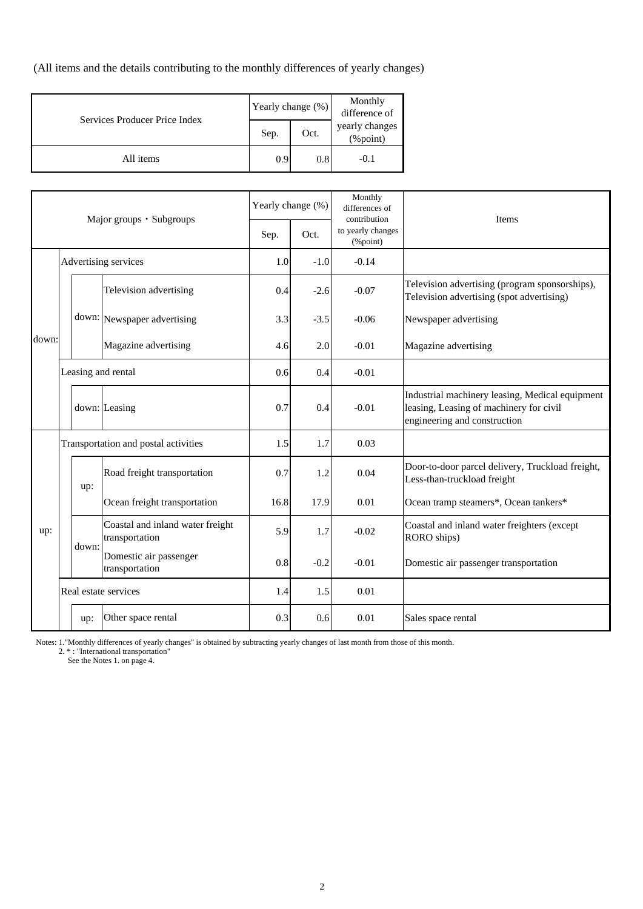(All items and the details contributing to the monthly differences of yearly changes)

| Services Producer Price Index | Yearly change (%) | | Monthly difference of yearly changes (%point) |
|---|---|---|---|
| | Sep. | Oct. | |
| All items | 0.9 | 0.8 | -0.1 |

| Major groups・Subgroups | | | Yearly change (%) | | Monthly differences of contribution to yearly changes (%point) | Items |
|---|---|---|---|---|---|---|
| | | | Sep. | Oct. | | |
| down: | Advertising services | | 1.0 | -1.0 | -0.14 | |
| | down: | Television advertising | 0.4 | -2.6 | -0.07 | Television advertising (program sponsorships), Television advertising (spot advertising) |
| | | Newspaper advertising | 3.3 | -3.5 | -0.06 | Newspaper advertising |
| | | Magazine advertising | 4.6 | 2.0 | -0.01 | Magazine advertising |
| | Leasing and rental | | 0.6 | 0.4 | -0.01 | |
| | down: | Leasing | 0.7 | 0.4 | -0.01 | Industrial machinery leasing, Medical equipment leasing, Leasing of machinery for civil engineering and construction |
| up: | Transportation and postal activities | | 1.5 | 1.7 | 0.03 | |
| | up: | Road freight transportation | 0.7 | 1.2 | 0.04 | Door-to-door parcel delivery, Truckload freight, Less-than-truckload freight |
| | | Ocean freight transportation | 16.8 | 17.9 | 0.01 | Ocean tramp steamers*, Ocean tankers* |
| | down: | Coastal and inland water freight transportation | 5.9 | 1.7 | -0.02 | Coastal and inland water freighters (except RORO ships) |
| | | Domestic air passenger transportation | 0.8 | -0.2 | -0.01 | Domestic air passenger transportation |
| | Real estate services | | 1.4 | 1.5 | 0.01 | |
| | up: | Other space rental | 0.3 | 0.6 | 0.01 | Sales space rental |

Notes: 1."Monthly differences of yearly changes" is obtained by subtracting yearly changes of last month from those of this month.
2. * : "International transportation"
See the Notes 1. on page 4.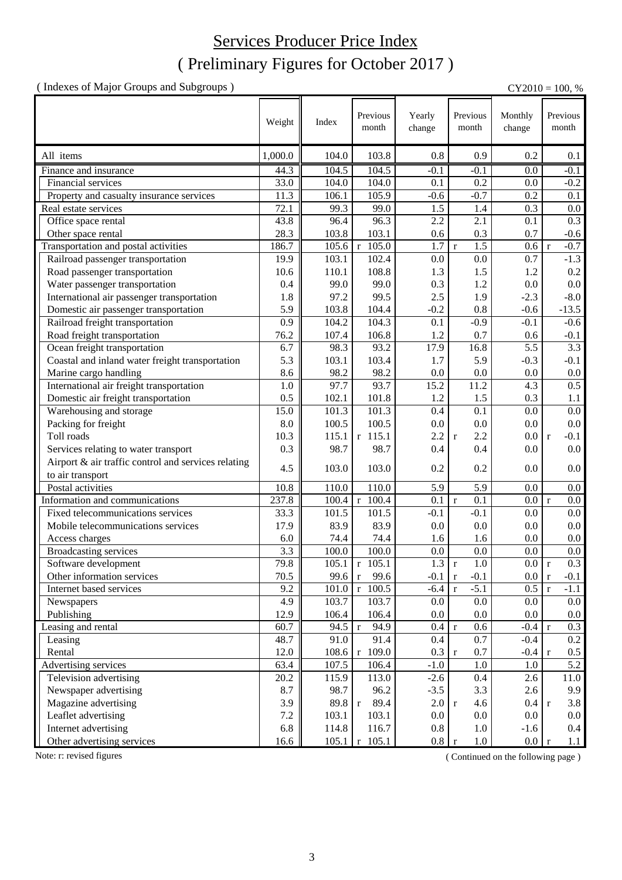# Services Producer Price Index

# ( Preliminary Figures for October 2017 )

( Indexes of Major Groups and Subgroups )

CY2010 = 100, %

| | Weight | Index | Previous month | Yearly change | Previous month | Monthly change | Previous month |
|---|---|---|---|---|---|---|---|
| All items | 1,000.0 | 104.0 | 103.8 | 0.8 | 0.9 | 0.2 | 0.1 |
| Finance and insurance | 44.3 | 104.5 | 104.5 | -0.1 | -0.1 | 0.0 | -0.1 |
| Financial services | 33.0 | 104.0 | 104.0 | 0.1 | 0.2 | 0.0 | -0.2 |
| Property and casualty insurance services | 11.3 | 106.1 | 105.9 | -0.6 | -0.7 | 0.2 | 0.1 |
| Real estate services | 72.1 | 99.3 | 99.0 | 1.5 | 1.4 | 0.3 | 0.0 |
| Office space rental | 43.8 | 96.4 | 96.3 | 2.2 | 2.1 | 0.1 | 0.3 |
| Other space rental | 28.3 | 103.8 | 103.1 | 0.6 | 0.3 | 0.7 | -0.6 |
| Transportation and postal activities | 186.7 | 105.6 | r 105.0 | 1.7 | r 1.5 | 0.6 | r -0.7 |
| Railroad passenger transportation | 19.9 | 103.1 | 102.4 | 0.0 | 0.0 | 0.7 | -1.3 |
| Road passenger transportation | 10.6 | 110.1 | 108.8 | 1.3 | 1.5 | 1.2 | 0.2 |
| Water passenger transportation | 0.4 | 99.0 | 99.0 | 0.3 | 1.2 | 0.0 | 0.0 |
| International air passenger transportation | 1.8 | 97.2 | 99.5 | 2.5 | 1.9 | -2.3 | -8.0 |
| Domestic air passenger transportation | 5.9 | 103.8 | 104.4 | -0.2 | 0.8 | -0.6 | -13.5 |
| Railroad freight transportation | 0.9 | 104.2 | 104.3 | 0.1 | -0.9 | -0.1 | -0.6 |
| Road freight transportation | 76.2 | 107.4 | 106.8 | 1.2 | 0.7 | 0.6 | -0.1 |
| Ocean freight transportation | 6.7 | 98.3 | 93.2 | 17.9 | 16.8 | 5.5 | 3.3 |
| Coastal and inland water freight transportation | 5.3 | 103.1 | 103.4 | 1.7 | 5.9 | -0.3 | -0.1 |
| Marine cargo handling | 8.6 | 98.2 | 98.2 | 0.0 | 0.0 | 0.0 | 0.0 |
| International air freight transportation | 1.0 | 97.7 | 93.7 | 15.2 | 11.2 | 4.3 | 0.5 |
| Domestic air freight transportation | 0.5 | 102.1 | 101.8 | 1.2 | 1.5 | 0.3 | 1.1 |
| Warehousing and storage | 15.0 | 101.3 | 101.3 | 0.4 | 0.1 | 0.0 | 0.0 |
| Packing for freight | 8.0 | 100.5 | 100.5 | 0.0 | 0.0 | 0.0 | 0.0 |
| Toll roads | 10.3 | 115.1 | r 115.1 | 2.2 | r 2.2 | 0.0 | r -0.1 |
| Services relating to water transport | 0.3 | 98.7 | 98.7 | 0.4 | 0.4 | 0.0 | 0.0 |
| Airport & air traffic control and services relating to air transport | 4.5 | 103.0 | 103.0 | 0.2 | 0.2 | 0.0 | 0.0 |
| Postal activities | 10.8 | 110.0 | 110.0 | 5.9 | 5.9 | 0.0 | 0.0 |
| Information and communications | 237.8 | 100.4 | r 100.4 | 0.1 | r 0.1 | 0.0 | r 0.0 |
| Fixed telecommunications services | 33.3 | 101.5 | 101.5 | -0.1 | -0.1 | 0.0 | 0.0 |
| Mobile telecommunications services | 17.9 | 83.9 | 83.9 | 0.0 | 0.0 | 0.0 | 0.0 |
| Access charges | 6.0 | 74.4 | 74.4 | 1.6 | 1.6 | 0.0 | 0.0 |
| Broadcasting services | 3.3 | 100.0 | 100.0 | 0.0 | 0.0 | 0.0 | 0.0 |
| Software development | 79.8 | 105.1 | r 105.1 | 1.3 | r 1.0 | 0.0 | r 0.3 |
| Other information services | 70.5 | 99.6 | r 99.6 | -0.1 | r -0.1 | 0.0 | r -0.1 |
| Internet based services | 9.2 | 101.0 | r 100.5 | -6.4 | r -5.1 | 0.5 | r -1.1 |
| Newspapers | 4.9 | 103.7 | 103.7 | 0.0 | 0.0 | 0.0 | 0.0 |
| Publishing | 12.9 | 106.4 | 106.4 | 0.0 | 0.0 | 0.0 | 0.0 |
| Leasing and rental | 60.7 | 94.5 | r 94.9 | 0.4 | r 0.6 | -0.4 | r 0.3 |
| Leasing | 48.7 | 91.0 | 91.4 | 0.4 | 0.7 | -0.4 | 0.2 |
| Rental | 12.0 | 108.6 | r 109.0 | 0.3 | r 0.7 | -0.4 | r 0.5 |
| Advertising services | 63.4 | 107.5 | 106.4 | -1.0 | 1.0 | 1.0 | 5.2 |
| Television advertising | 20.2 | 115.9 | 113.0 | -2.6 | 0.4 | 2.6 | 11.0 |
| Newspaper advertising | 8.7 | 98.7 | 96.2 | -3.5 | 3.3 | 2.6 | 9.9 |
| Magazine advertising | 3.9 | 89.8 | r 89.4 | 2.0 | r 4.6 | 0.4 | r 3.8 |
| Leaflet advertising | 7.2 | 103.1 | 103.1 | 0.0 | 0.0 | 0.0 | 0.0 |
| Internet advertising | 6.8 | 114.8 | 116.7 | 0.8 | 1.0 | -1.6 | 0.4 |
| Other advertising services | 16.6 | 105.1 | r 105.1 | 0.8 | r 1.0 | 0.0 | r 1.1 |

Note: r: revised figures

( Continued on the following page )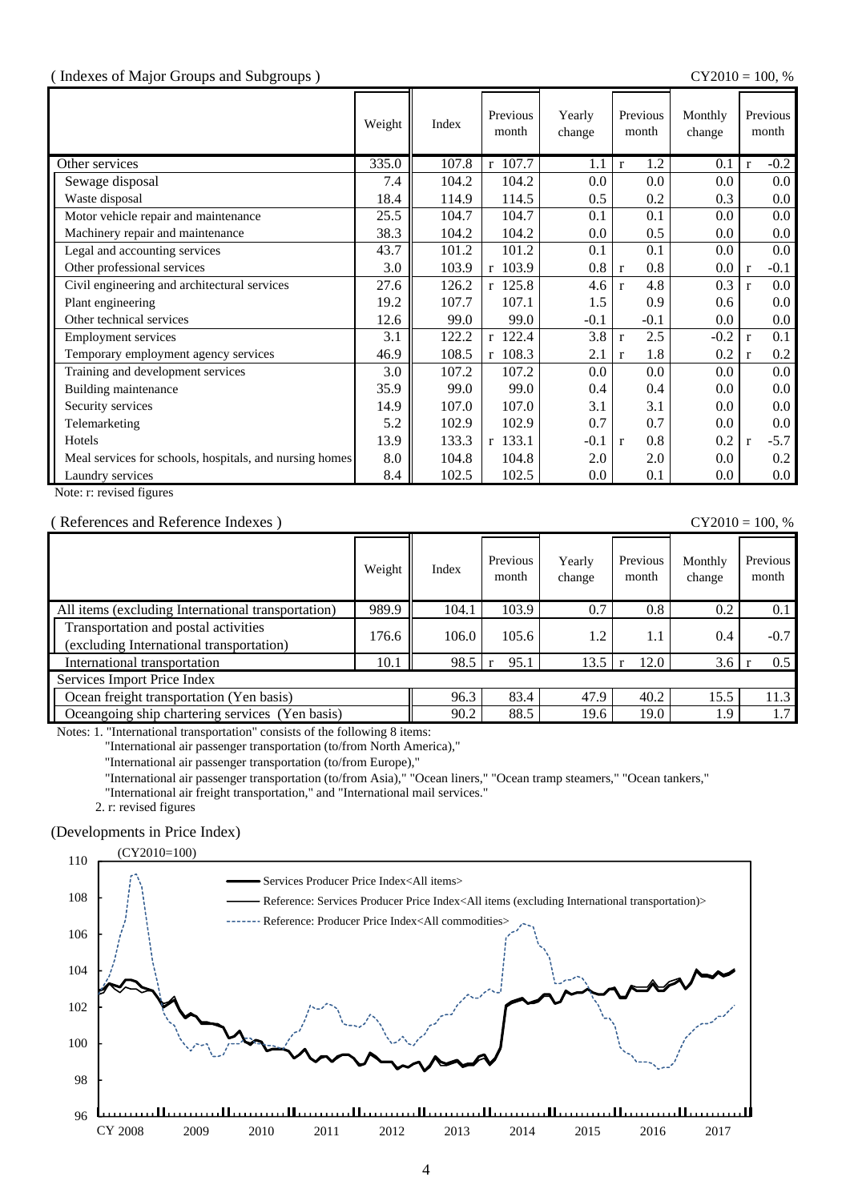( Indexes of Major Groups and Subgroups )

CY2010 = 100, %

| | Weight | Index | Previous month | Yearly change | Previous month | Monthly change | Previous month |
|---|---|---|---|---|---|---|---|
| Other services | 335.0 | 107.8 | r 107.7 | 1.1 | r 1.2 | 0.1 | r -0.2 |
| Sewage disposal | 7.4 | 104.2 | 104.2 | 0.0 | 0.0 | 0.0 | 0.0 |
| Waste disposal | 18.4 | 114.9 | 114.5 | 0.5 | 0.2 | 0.3 | 0.0 |
| Motor vehicle repair and maintenance | 25.5 | 104.7 | 104.7 | 0.1 | 0.1 | 0.0 | 0.0 |
| Machinery repair and maintenance | 38.3 | 104.2 | 104.2 | 0.0 | 0.5 | 0.0 | 0.0 |
| Legal and accounting services | 43.7 | 101.2 | 101.2 | 0.1 | 0.1 | 0.0 | 0.0 |
| Other professional services | 3.0 | 103.9 | r 103.9 | 0.8 | r 0.8 | 0.0 | r -0.1 |
| Civil engineering and architectural services | 27.6 | 126.2 | r 125.8 | 4.6 | r 4.8 | 0.3 | r 0.0 |
| Plant engineering | 19.2 | 107.7 | 107.1 | 1.5 | 0.9 | 0.6 | 0.0 |
| Other technical services | 12.6 | 99.0 | 99.0 | -0.1 | -0.1 | 0.0 | 0.0 |
| Employment services | 3.1 | 122.2 | r 122.4 | 3.8 | r 2.5 | -0.2 | r 0.1 |
| Temporary employment agency services | 46.9 | 108.5 | r 108.3 | 2.1 | r 1.8 | 0.2 | r 0.2 |
| Training and development services | 3.0 | 107.2 | 107.2 | 0.0 | 0.0 | 0.0 | 0.0 |
| Building maintenance | 35.9 | 99.0 | 99.0 | 0.4 | 0.4 | 0.0 | 0.0 |
| Security services | 14.9 | 107.0 | 107.0 | 3.1 | 3.1 | 0.0 | 0.0 |
| Telemarketing | 5.2 | 102.9 | 102.9 | 0.7 | 0.7 | 0.0 | 0.0 |
| Hotels | 13.9 | 133.3 | r 133.1 | -0.1 | r 0.8 | 0.2 | r -5.7 |
| Meal services for schools, hospitals, and nursing homes | 8.0 | 104.8 | 104.8 | 2.0 | 2.0 | 0.0 | 0.2 |
| Laundry services | 8.4 | 102.5 | 102.5 | 0.0 | 0.1 | 0.0 | 0.0 |

Note: r: revised figures

( References and Reference Indexes )

CY2010 = 100, %

| | Weight | Index | Previous month | Yearly change | Previous month | Monthly change | Previous month |
|---|---|---|---|---|---|---|---|
| All items (excluding International transportation) | 989.9 | 104.1 | 103.9 | 0.7 | 0.8 | 0.2 | 0.1 |
| Transportation and postal activities (excluding International transportation) | 176.6 | 106.0 | 105.6 | 1.2 | 1.1 | 0.4 | -0.7 |
| International transportation | 10.1 | 98.5 | r 95.1 | 13.5 | r 12.0 | 3.6 | r 0.5 |
| Services Import Price Index | | | | | | | |
| Ocean freight transportation (Yen basis) | | 96.3 | 83.4 | 47.9 | 40.2 | 15.5 | 11.3 |
| Oceangoing ship chartering services (Yen basis) | | 90.2 | 88.5 | 19.6 | 19.0 | 1.9 | 1.7 |

Notes: 1. "International transportation" consists of the following 8 items:
"International air passenger transportation (to/from North America),"
"International air passenger transportation (to/from Europe),"
"International air passenger transportation (to/from Asia)," "Ocean liners," "Ocean tramp steamers," "Ocean tankers,"
"International air freight transportation," and "International mail services."
2. r: revised figures

(Developments in Price Index)

(CY2010=100)

Legend: Services Producer Price Index<All items>; Reference: Services Producer Price Index<All items (excluding International transportation)>; Reference: Producer Price Index<All commodities>

Y-axis: 96, 98, 100, 102, 104, 106, 108, 110
X-axis: CY 2008, 2009, 2010, 2011, 2012, 2013, 2014, 2015, 2016, 2017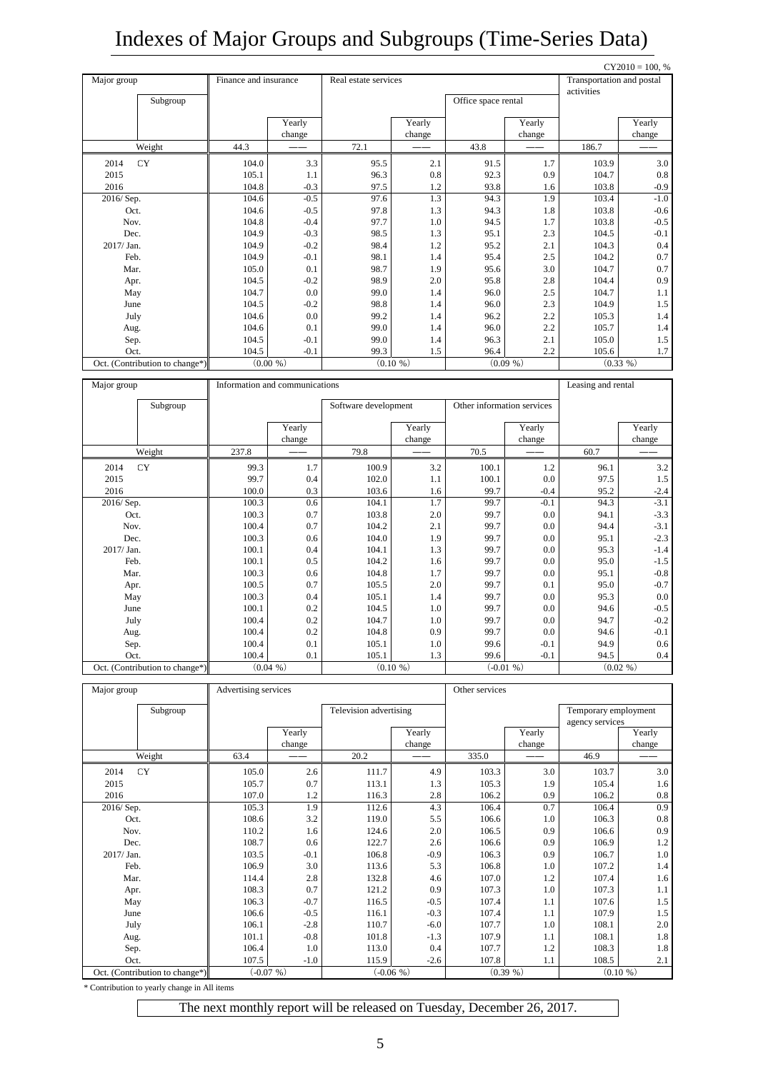# Indexes of Major Groups and Subgroups (Time-Series Data)

CY2010 = 100, %

| Major group | Finance and insurance | | Real estate services | | | | Transportation and postal activities | |
|---|---|---|---|---|---|---|---|---|
| Subgroup | | | | | Office space rental | | | |
| | | Yearly change | | Yearly change | | Yearly change | | Yearly change |
| Weight | 44.3 | —— | 72.1 | —— | 43.8 | —— | 186.7 | —— |
| 2014 CY | 104.0 | 3.3 | 95.5 | 2.1 | 91.5 | 1.7 | 103.9 | 3.0 |
| 2015 | 105.1 | 1.1 | 96.3 | 0.8 | 92.3 | 0.9 | 104.7 | 0.8 |
| 2016 | 104.8 | -0.3 | 97.5 | 1.2 | 93.8 | 1.6 | 103.8 | -0.9 |
| 2016/ Sep. | 104.6 | -0.5 | 97.6 | 1.3 | 94.3 | 1.9 | 103.4 | -1.0 |
| Oct. | 104.6 | -0.5 | 97.8 | 1.3 | 94.3 | 1.8 | 103.8 | -0.6 |
| Nov. | 104.8 | -0.4 | 97.7 | 1.0 | 94.5 | 1.7 | 103.8 | -0.5 |
| Dec. | 104.9 | -0.3 | 98.5 | 1.3 | 95.1 | 2.3 | 104.5 | -0.1 |
| 2017/ Jan. | 104.9 | -0.2 | 98.4 | 1.2 | 95.2 | 2.1 | 104.3 | 0.4 |
| Feb. | 104.9 | -0.1 | 98.1 | 1.4 | 95.4 | 2.5 | 104.2 | 0.7 |
| Mar. | 105.0 | 0.1 | 98.7 | 1.9 | 95.6 | 3.0 | 104.7 | 0.7 |
| Apr. | 104.5 | -0.2 | 98.9 | 2.0 | 95.8 | 2.8 | 104.4 | 0.9 |
| May | 104.7 | 0.0 | 99.0 | 1.4 | 96.0 | 2.5 | 104.7 | 1.1 |
| June | 104.5 | -0.2 | 98.8 | 1.4 | 96.0 | 2.3 | 104.9 | 1.5 |
| July | 104.6 | 0.0 | 99.2 | 1.4 | 96.2 | 2.2 | 105.3 | 1.4 |
| Aug. | 104.6 | 0.1 | 99.0 | 1.4 | 96.0 | 2.2 | 105.7 | 1.4 |
| Sep. | 104.5 | -0.1 | 99.0 | 1.4 | 96.3 | 2.1 | 105.0 | 1.5 |
| Oct. | 104.5 | -0.1 | 99.3 | 1.5 | 96.4 | 2.2 | 105.6 | 1.7 |
| Oct. (Contribution to change*) | (0.00 %) | | (0.10 %) | | (0.09 %) | | (0.33 %) | |

| Major group | Information and communications | | | | | | Leasing and rental | |
|---|---|---|---|---|---|---|---|---|
| Subgroup | | | Software development | | Other information services | | | |
| | | Yearly change | | Yearly change | | Yearly change | | Yearly change |
| Weight | 237.8 | —— | 79.8 | —— | 70.5 | —— | 60.7 | —— |
| 2014 CY | 99.3 | 1.7 | 100.9 | 3.2 | 100.1 | 1.2 | 96.1 | 3.2 |
| 2015 | 99.7 | 0.4 | 102.0 | 1.1 | 100.1 | 0.0 | 97.5 | 1.5 |
| 2016 | 100.0 | 0.3 | 103.6 | 1.6 | 99.7 | -0.4 | 95.2 | -2.4 |
| 2016/ Sep. | 100.3 | 0.6 | 104.1 | 1.7 | 99.7 | -0.1 | 94.3 | -3.1 |
| Oct. | 100.3 | 0.7 | 103.8 | 2.0 | 99.7 | 0.0 | 94.1 | -3.3 |
| Nov. | 100.4 | 0.7 | 104.2 | 2.1 | 99.7 | 0.0 | 94.4 | -3.1 |
| Dec. | 100.3 | 0.6 | 104.0 | 1.9 | 99.7 | 0.0 | 95.1 | -2.3 |
| 2017/ Jan. | 100.1 | 0.4 | 104.1 | 1.3 | 99.7 | 0.0 | 95.3 | -1.4 |
| Feb. | 100.1 | 0.5 | 104.2 | 1.6 | 99.7 | 0.0 | 95.0 | -1.5 |
| Mar. | 100.3 | 0.6 | 104.8 | 1.7 | 99.7 | 0.0 | 95.1 | -0.8 |
| Apr. | 100.5 | 0.7 | 105.5 | 2.0 | 99.7 | 0.1 | 95.0 | -0.7 |
| May | 100.3 | 0.4 | 105.1 | 1.4 | 99.7 | 0.0 | 95.3 | 0.0 |
| June | 100.1 | 0.2 | 104.5 | 1.0 | 99.7 | 0.0 | 94.6 | -0.5 |
| July | 100.4 | 0.2 | 104.7 | 1.0 | 99.7 | 0.0 | 94.7 | -0.2 |
| Aug. | 100.4 | 0.2 | 104.8 | 0.9 | 99.7 | 0.0 | 94.6 | -0.1 |
| Sep. | 100.4 | 0.1 | 105.1 | 1.0 | 99.6 | -0.1 | 94.9 | 0.6 |
| Oct. | 100.4 | 0.1 | 105.1 | 1.3 | 99.6 | -0.1 | 94.5 | 0.4 |
| Oct. (Contribution to change*) | (0.04 %) | | (0.10 %) | | (-0.01 %) | | (0.02 %) | |

| Major group | Advertising services | | | | Other services | | | |
|---|---|---|---|---|---|---|---|---|
| Subgroup | | | Television advertising | | | | Temporary employment agency services | |
| | | Yearly change | | Yearly change | | Yearly change | | Yearly change |
| Weight | 63.4 | —— | 20.2 | —— | 335.0 | —— | 46.9 | —— |
| 2014 CY | 105.0 | 2.6 | 111.7 | 4.9 | 103.3 | 3.0 | 103.7 | 3.0 |
| 2015 | 105.7 | 0.7 | 113.1 | 1.3 | 105.3 | 1.9 | 105.4 | 1.6 |
| 2016 | 107.0 | 1.2 | 116.3 | 2.8 | 106.2 | 0.9 | 106.2 | 0.8 |
| 2016/ Sep. | 105.3 | 1.9 | 112.6 | 4.3 | 106.4 | 0.7 | 106.4 | 0.9 |
| Oct. | 108.6 | 3.2 | 119.0 | 5.5 | 106.6 | 1.0 | 106.3 | 0.8 |
| Nov. | 110.2 | 1.6 | 124.6 | 2.0 | 106.5 | 0.9 | 106.6 | 0.9 |
| Dec. | 108.7 | 0.6 | 122.7 | 2.6 | 106.6 | 0.9 | 106.9 | 1.2 |
| 2017/ Jan. | 103.5 | -0.1 | 106.8 | -0.9 | 106.3 | 0.9 | 106.7 | 1.0 |
| Feb. | 106.9 | 3.0 | 113.6 | 5.3 | 106.8 | 1.0 | 107.2 | 1.4 |
| Mar. | 114.4 | 2.8 | 132.8 | 4.6 | 107.0 | 1.2 | 107.4 | 1.6 |
| Apr. | 108.3 | 0.7 | 121.2 | 0.9 | 107.3 | 1.0 | 107.3 | 1.1 |
| May | 106.3 | -0.7 | 116.5 | -0.5 | 107.4 | 1.1 | 107.6 | 1.5 |
| June | 106.6 | -0.5 | 116.1 | -0.3 | 107.4 | 1.1 | 107.9 | 1.5 |
| July | 106.1 | -2.8 | 110.7 | -6.0 | 107.7 | 1.0 | 108.1 | 2.0 |
| Aug. | 101.1 | -0.8 | 101.8 | -1.3 | 107.9 | 1.1 | 108.1 | 1.8 |
| Sep. | 106.4 | 1.0 | 113.0 | 0.4 | 107.7 | 1.2 | 108.3 | 1.8 |
| Oct. | 107.5 | -1.0 | 115.9 | -2.6 | 107.8 | 1.1 | 108.5 | 2.1 |
| Oct. (Contribution to change*) | (-0.07 %) | | (-0.06 %) | | (0.39 %) | | (0.10 %) | |

* Contribution to yearly change in All items

The next monthly report will be released on Tuesday, December 26, 2017.